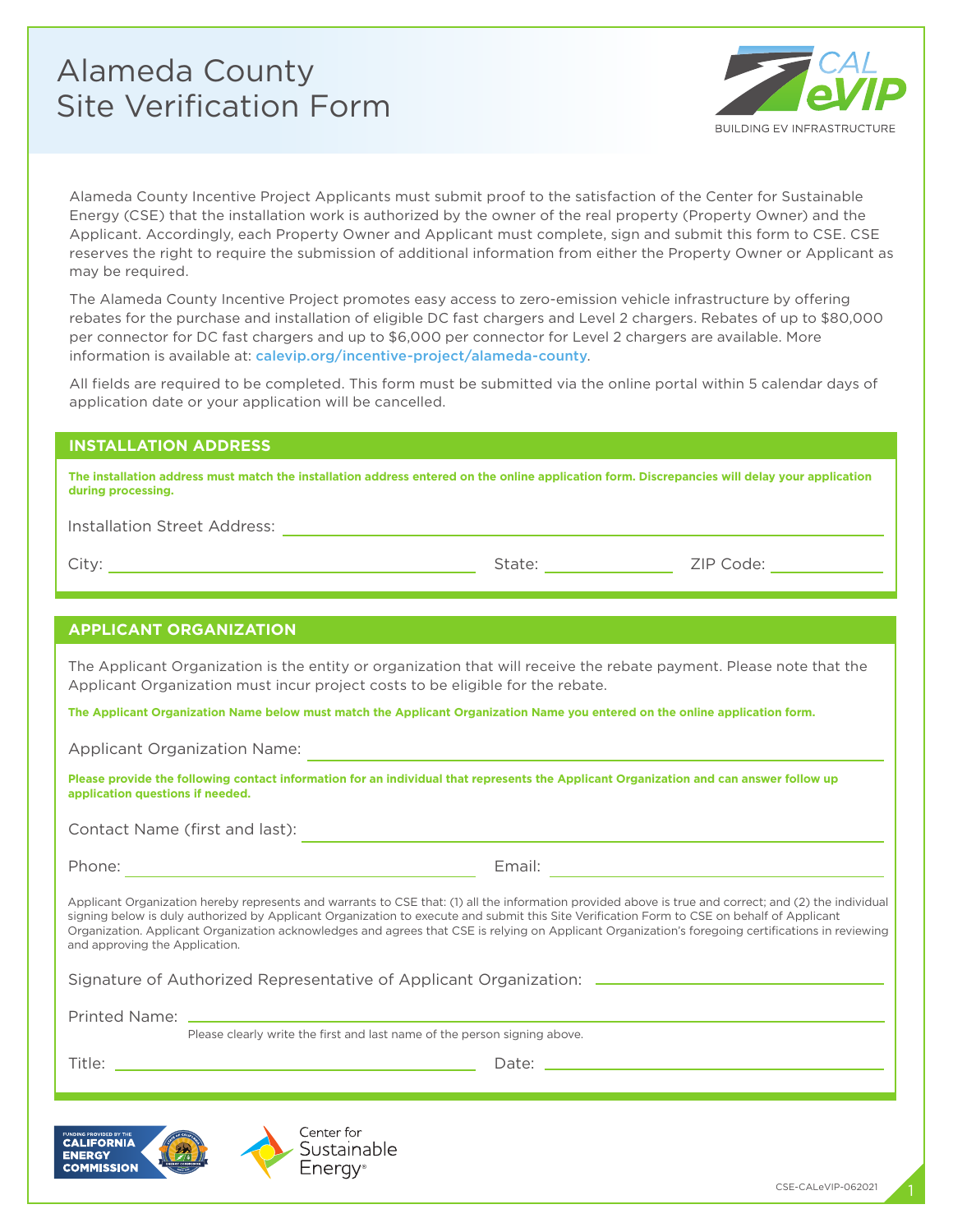# Alameda County Site Verification Form

CAL eVIP
BUILDING EV INFRASTRUCTURE

Alameda County Incentive Project Applicants must submit proof to the satisfaction of the Center for Sustainable Energy (CSE) that the installation work is authorized by the owner of the real property (Property Owner) and the Applicant. Accordingly, each Property Owner and Applicant must complete, sign and submit this form to CSE. CSE reserves the right to require the submission of additional information from either the Property Owner or Applicant as may be required.

The Alameda County Incentive Project promotes easy access to zero-emission vehicle infrastructure by offering rebates for the purchase and installation of eligible DC fast chargers and Level 2 chargers. Rebates of up to $80,000 per connector for DC fast chargers and up to $6,000 per connector for Level 2 chargers are available. More information is available at: calevip.org/incentive-project/alameda-county.

All fields are required to be completed. This form must be submitted via the online portal within 5 calendar days of application date or your application will be cancelled.

## INSTALLATION ADDRESS

**The installation address must match the installation address entered on the online application form. Discrepancies will delay your application during processing.**

Installation Street Address: ______________________________

City: ____________________ State: __________ ZIP Code: __________

## APPLICANT ORGANIZATION

The Applicant Organization is the entity or organization that will receive the rebate payment. Please note that the Applicant Organization must incur project costs to be eligible for the rebate.

**The Applicant Organization Name below must match the Applicant Organization Name you entered on the online application form.**

Applicant Organization Name: ______________________________

**Please provide the following contact information for an individual that represents the Applicant Organization and can answer follow up application questions if needed.**

Contact Name (first and last): ______________________________

Phone: ____________________ Email: ____________________

Applicant Organization hereby represents and warrants to CSE that: (1) all the information provided above is true and correct; and (2) the individual signing below is duly authorized by Applicant Organization to execute and submit this Site Verification Form to CSE on behalf of Applicant Organization. Applicant Organization acknowledges and agrees that CSE is relying on Applicant Organization's foregoing certifications in reviewing and approving the Application.

Signature of Authorized Representative of Applicant Organization: ______________________________

Printed Name: ______________________________
Please clearly write the first and last name of the person signing above.

Title: ____________________ Date: ____________________

FUNDING PROVIDED BY THE CALIFORNIA ENERGY COMMISSION

Center for Sustainable Energy®

CSE-CALeVIP-062021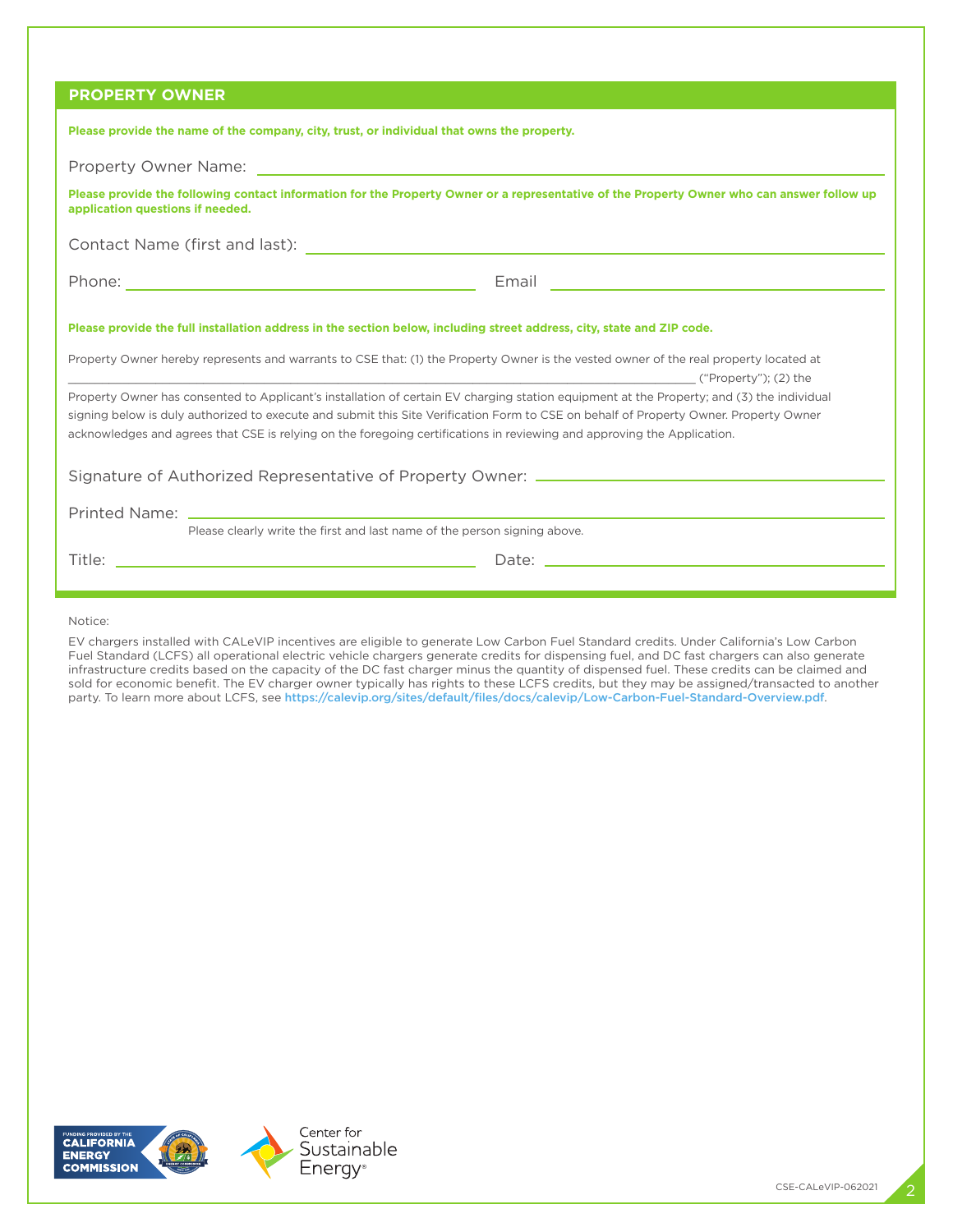## PROPERTY OWNER

**Please provide the name of the company, city, trust, or individual that owns the property.**

Property Owner Name: ______________________________

**Please provide the following contact information for the Property Owner or a representative of the Property Owner who can answer follow up application questions if needed.**

Contact Name (first and last): ______________________________

Phone: ______________________________ Email ______________________________

**Please provide the full installation address in the section below, including street address, city, state and ZIP code.**

Property Owner hereby represents and warrants to CSE that: (1) the Property Owner is the vested owner of the real property located at ______________________________ ("Property"); (2) the Property Owner has consented to Applicant's installation of certain EV charging station equipment at the Property; and (3) the individual signing below is duly authorized to execute and submit this Site Verification Form to CSE on behalf of Property Owner. Property Owner acknowledges and agrees that CSE is relying on the foregoing certifications in reviewing and approving the Application.

Signature of Authorized Representative of Property Owner: ______________________________

Printed Name: ______________________________

Please clearly write the first and last name of the person signing above.

Title: ______________________________ Date: ______________________________

Notice:

EV chargers installed with CALeVIP incentives are eligible to generate Low Carbon Fuel Standard credits. Under California's Low Carbon Fuel Standard (LCFS) all operational electric vehicle chargers generate credits for dispensing fuel, and DC fast chargers can also generate infrastructure credits based on the capacity of the DC fast charger minus the quantity of dispensed fuel. These credits can be claimed and sold for economic benefit. The EV charger owner typically has rights to these LCFS credits, but they may be assigned/transacted to another party. To learn more about LCFS, see https://calevip.org/sites/default/files/docs/calevip/Low-Carbon-Fuel-Standard-Overview.pdf.

FUNDING PROVIDED BY THE CALIFORNIA ENERGY COMMISSION

Center for Sustainable Energy®

CSE-CALeVIP-062021